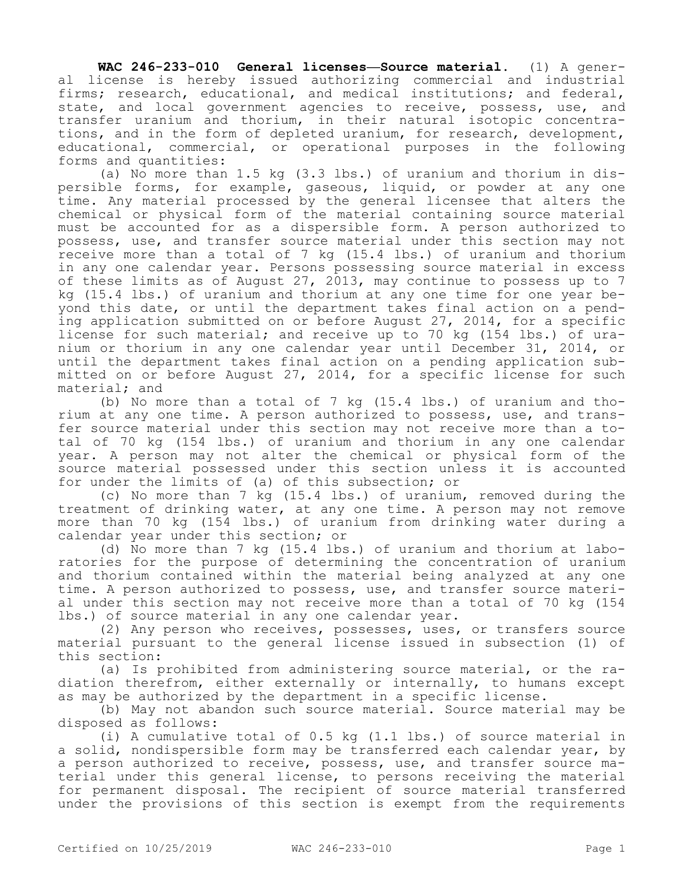**WAC 246-233-010 General licenses—Source material.** (1) A general license is hereby issued authorizing commercial and industrial firms; research, educational, and medical institutions; and federal, state, and local government agencies to receive, possess, use, and transfer uranium and thorium, in their natural isotopic concentrations, and in the form of depleted uranium, for research, development, educational, commercial, or operational purposes in the following forms and quantities:

(a) No more than 1.5 kg (3.3 lbs.) of uranium and thorium in dispersible forms, for example, gaseous, liquid, or powder at any one time. Any material processed by the general licensee that alters the chemical or physical form of the material containing source material must be accounted for as a dispersible form. A person authorized to possess, use, and transfer source material under this section may not receive more than a total of 7 kg (15.4 lbs.) of uranium and thorium in any one calendar year. Persons possessing source material in excess of these limits as of August 27, 2013, may continue to possess up to 7 kg (15.4 lbs.) of uranium and thorium at any one time for one year beyond this date, or until the department takes final action on a pending application submitted on or before August 27, 2014, for a specific license for such material; and receive up to 70 kg (154 lbs.) of uranium or thorium in any one calendar year until December 31, 2014, or until the department takes final action on a pending application submitted on or before August 27, 2014, for a specific license for such material; and

(b) No more than a total of 7 kg (15.4 lbs.) of uranium and thorium at any one time. A person authorized to possess, use, and transfer source material under this section may not receive more than a total of 70 kg (154 lbs.) of uranium and thorium in any one calendar year. A person may not alter the chemical or physical form of the source material possessed under this section unless it is accounted for under the limits of (a) of this subsection; or

(c) No more than 7 kg (15.4 lbs.) of uranium, removed during the treatment of drinking water, at any one time. A person may not remove more than 70 kg (154 lbs.) of uranium from drinking water during a calendar year under this section; or

(d) No more than 7 kg (15.4 lbs.) of uranium and thorium at laboratories for the purpose of determining the concentration of uranium and thorium contained within the material being analyzed at any one time. A person authorized to possess, use, and transfer source material under this section may not receive more than a total of 70 kg (154 lbs.) of source material in any one calendar year.

(2) Any person who receives, possesses, uses, or transfers source material pursuant to the general license issued in subsection (1) of this section:

(a) Is prohibited from administering source material, or the radiation therefrom, either externally or internally, to humans except as may be authorized by the department in a specific license.

(b) May not abandon such source material. Source material may be disposed as follows:

(i) A cumulative total of 0.5 kg (1.1 lbs.) of source material in a solid, nondispersible form may be transferred each calendar year, by a person authorized to receive, possess, use, and transfer source material under this general license, to persons receiving the material for permanent disposal. The recipient of source material transferred under the provisions of this section is exempt from the requirements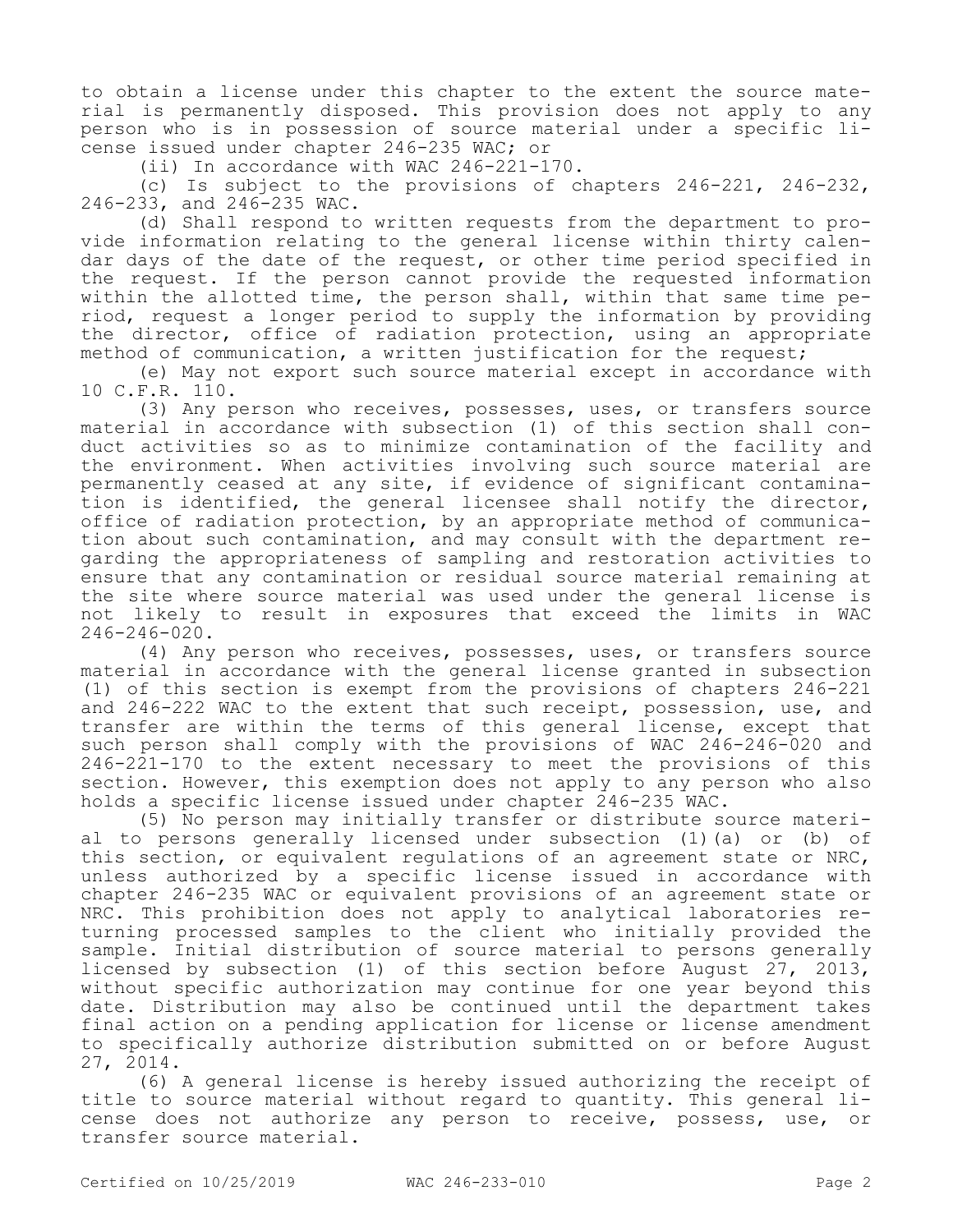to obtain a license under this chapter to the extent the source material is permanently disposed. This provision does not apply to any person who is in possession of source material under a specific license issued under chapter 246-235 WAC; or

(ii) In accordance with WAC 246-221-170.

(c) Is subject to the provisions of chapters 246-221, 246-232, 246-233, and 246-235 WAC.

(d) Shall respond to written requests from the department to provide information relating to the general license within thirty calendar days of the date of the request, or other time period specified in the request. If the person cannot provide the requested information within the allotted time, the person shall, within that same time period, request a longer period to supply the information by providing the director, office of radiation protection, using an appropriate method of communication, a written justification for the request;

(e) May not export such source material except in accordance with 10 C.F.R. 110.

(3) Any person who receives, possesses, uses, or transfers source material in accordance with subsection (1) of this section shall conduct activities so as to minimize contamination of the facility and the environment. When activities involving such source material are permanently ceased at any site, if evidence of significant contamination is identified, the general licensee shall notify the director, office of radiation protection, by an appropriate method of communication about such contamination, and may consult with the department regarding the appropriateness of sampling and restoration activities to ensure that any contamination or residual source material remaining at the site where source material was used under the general license is not likely to result in exposures that exceed the limits in WAC 246-246-020.

(4) Any person who receives, possesses, uses, or transfers source material in accordance with the general license granted in subsection (1) of this section is exempt from the provisions of chapters 246-221 and 246-222 WAC to the extent that such receipt, possession, use, and transfer are within the terms of this general license, except that such person shall comply with the provisions of WAC 246-246-020 and 246-221-170 to the extent necessary to meet the provisions of this section. However, this exemption does not apply to any person who also holds a specific license issued under chapter 246-235 WAC.

(5) No person may initially transfer or distribute source material to persons generally licensed under subsection (1)(a) or (b) of this section, or equivalent regulations of an agreement state or NRC, unless authorized by a specific license issued in accordance with chapter 246-235 WAC or equivalent provisions of an agreement state or NRC. This prohibition does not apply to analytical laboratories returning processed samples to the client who initially provided the sample. Initial distribution of source material to persons generally licensed by subsection (1) of this section before August 27, 2013, without specific authorization may continue for one year beyond this date. Distribution may also be continued until the department takes final action on a pending application for license or license amendment to specifically authorize distribution submitted on or before August 27, 2014.

(6) A general license is hereby issued authorizing the receipt of title to source material without regard to quantity. This general license does not authorize any person to receive, possess, use, or transfer source material.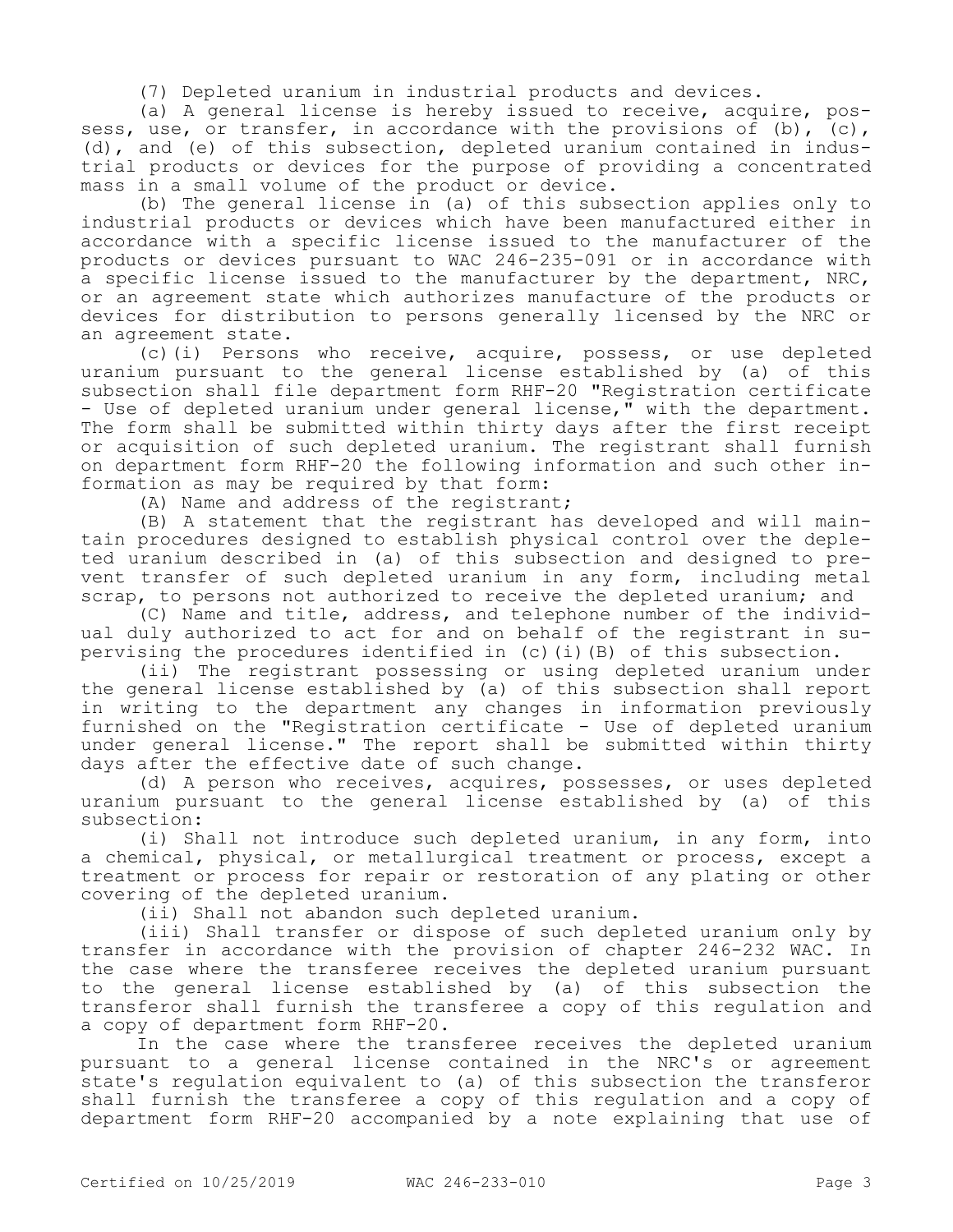(7) Depleted uranium in industrial products and devices.

(a) A general license is hereby issued to receive, acquire, possess, use, or transfer, in accordance with the provisions of (b), (c), (d), and (e) of this subsection, depleted uranium contained in industrial products or devices for the purpose of providing a concentrated mass in a small volume of the product or device.

(b) The general license in (a) of this subsection applies only to industrial products or devices which have been manufactured either in accordance with a specific license issued to the manufacturer of the products or devices pursuant to WAC 246-235-091 or in accordance with a specific license issued to the manufacturer by the department, NRC, or an agreement state which authorizes manufacture of the products or devices for distribution to persons generally licensed by the NRC or an agreement state.

(c)(i) Persons who receive, acquire, possess, or use depleted uranium pursuant to the general license established by (a) of this subsection shall file department form RHF-20 "Registration certificate - Use of depleted uranium under general license," with the department. The form shall be submitted within thirty days after the first receipt or acquisition of such depleted uranium. The registrant shall furnish on department form RHF-20 the following information and such other information as may be required by that form:

(A) Name and address of the registrant;

(B) A statement that the registrant has developed and will maintain procedures designed to establish physical control over the depleted uranium described in (a) of this subsection and designed to prevent transfer of such depleted uranium in any form, including metal scrap, to persons not authorized to receive the depleted uranium; and

(C) Name and title, address, and telephone number of the individual duly authorized to act for and on behalf of the registrant in supervising the procedures identified in (c)(i)(B) of this subsection.

(ii) The registrant possessing or using depleted uranium under the general license established by (a) of this subsection shall report in writing to the department any changes in information previously furnished on the "Registration certificate - Use of depleted uranium under general license." The report shall be submitted within thirty days after the effective date of such change.

(d) A person who receives, acquires, possesses, or uses depleted uranium pursuant to the general license established by (a) of this subsection:

(i) Shall not introduce such depleted uranium, in any form, into a chemical, physical, or metallurgical treatment or process, except a treatment or process for repair or restoration of any plating or other covering of the depleted uranium.

(ii) Shall not abandon such depleted uranium.

(iii) Shall transfer or dispose of such depleted uranium only by transfer in accordance with the provision of chapter 246-232 WAC. In the case where the transferee receives the depleted uranium pursuant to the general license established by (a) of this subsection the transferor shall furnish the transferee a copy of this regulation and a copy of department form RHF-20.

In the case where the transferee receives the depleted uranium pursuant to a general license contained in the NRC's or agreement state's regulation equivalent to (a) of this subsection the transferor shall furnish the transferee a copy of this regulation and a copy of department form RHF-20 accompanied by a note explaining that use of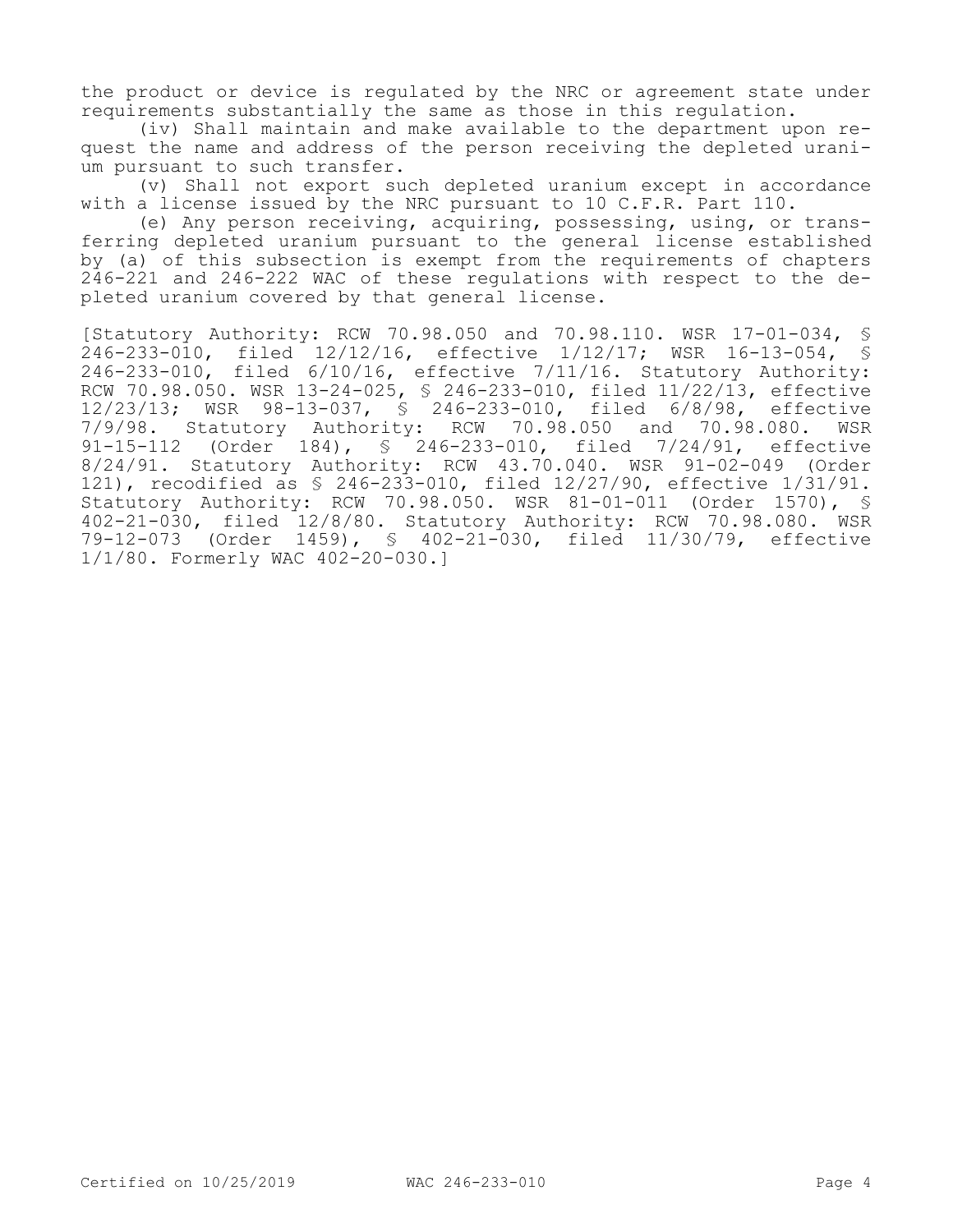the product or device is regulated by the NRC or agreement state under requirements substantially the same as those in this regulation.

(iv) Shall maintain and make available to the department upon request the name and address of the person receiving the depleted uranium pursuant to such transfer.

(v) Shall not export such depleted uranium except in accordance with a license issued by the NRC pursuant to 10 C.F.R. Part 110.

(e) Any person receiving, acquiring, possessing, using, or transferring depleted uranium pursuant to the general license established by (a) of this subsection is exempt from the requirements of chapters 246-221 and 246-222 WAC of these regulations with respect to the depleted uranium covered by that general license.

[Statutory Authority: RCW 70.98.050 and 70.98.110. WSR 17-01-034, § 246-233-010, filed 12/12/16, effective 1/12/17; WSR 16-13-054, § 246-233-010, filed 6/10/16, effective 7/11/16. Statutory Authority: RCW 70.98.050. WSR 13-24-025, § 246-233-010, filed 11/22/13, effective 12/23/13; WSR 98-13-037, § 246-233-010, filed 6/8/98, effective 7/9/98. Statutory Authority: RCW 70.98.050 and 70.98.080. WSR 91-15-112 (Order 184), § 246-233-010, filed 7/24/91, effective 8/24/91. Statutory Authority: RCW 43.70.040. WSR 91-02-049 (Order 121), recodified as § 246-233-010, filed 12/27/90, effective 1/31/91. Statutory Authority: RCW 70.98.050. WSR 81-01-011 (Order 1570), § 402-21-030, filed 12/8/80. Statutory Authority: RCW 70.98.080. WSR 79-12-073 (Order 1459), § 402-21-030, filed 11/30/79, effective 1/1/80. Formerly WAC 402-20-030.]